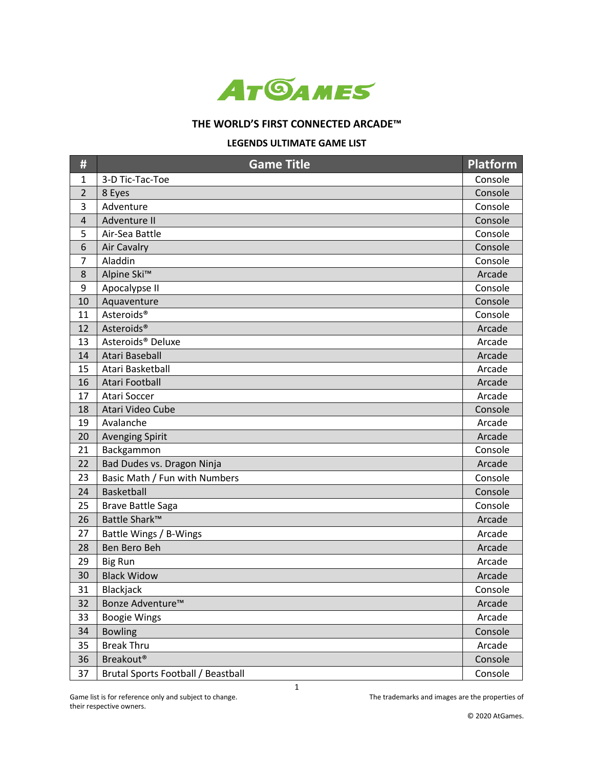# ATGAMES

## THE WORLD'S FIRST CONNECTED ARCADE™

### LEGENDS ULTIMATE GAME LIST

| # | Game Title | Platform |
|---|---|---|
| 1 | 3-D Tic-Tac-Toe | Console |
| 2 | 8 Eyes | Console |
| 3 | Adventure | Console |
| 4 | Adventure II | Console |
| 5 | Air-Sea Battle | Console |
| 6 | Air Cavalry | Console |
| 7 | Aladdin | Console |
| 8 | Alpine Ski™ | Arcade |
| 9 | Apocalypse II | Console |
| 10 | Aquaventure | Console |
| 11 | Asteroids® | Console |
| 12 | Asteroids® | Arcade |
| 13 | Asteroids® Deluxe | Arcade |
| 14 | Atari Baseball | Arcade |
| 15 | Atari Basketball | Arcade |
| 16 | Atari Football | Arcade |
| 17 | Atari Soccer | Arcade |
| 18 | Atari Video Cube | Console |
| 19 | Avalanche | Arcade |
| 20 | Avenging Spirit | Arcade |
| 21 | Backgammon | Console |
| 22 | Bad Dudes vs. Dragon Ninja | Arcade |
| 23 | Basic Math / Fun with Numbers | Console |
| 24 | Basketball | Console |
| 25 | Brave Battle Saga | Console |
| 26 | Battle Shark™ | Arcade |
| 27 | Battle Wings / B-Wings | Arcade |
| 28 | Ben Bero Beh | Arcade |
| 29 | Big Run | Arcade |
| 30 | Black Widow | Arcade |
| 31 | Blackjack | Console |
| 32 | Bonze Adventure™ | Arcade |
| 33 | Boogie Wings | Arcade |
| 34 | Bowling | Console |
| 35 | Break Thru | Arcade |
| 36 | Breakout® | Console |
| 37 | Brutal Sports Football / Beastball | Console |

Game list is for reference only and subject to change. The trademarks and images are the properties of their respective owners.

© 2020 AtGames.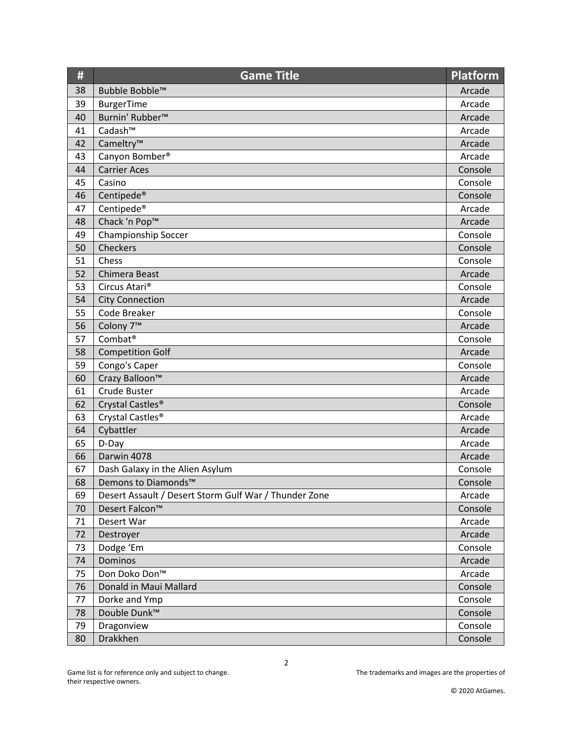| # | Game Title | Platform |
| --- | --- | --- |
| 38 | Bubble Bobble™ | Arcade |
| 39 | BurgerTime | Arcade |
| 40 | Burnin' Rubber™ | Arcade |
| 41 | Cadash™ | Arcade |
| 42 | Cameltry™ | Arcade |
| 43 | Canyon Bomber® | Arcade |
| 44 | Carrier Aces | Console |
| 45 | Casino | Console |
| 46 | Centipede® | Console |
| 47 | Centipede® | Arcade |
| 48 | Chack 'n Pop™ | Arcade |
| 49 | Championship Soccer | Console |
| 50 | Checkers | Console |
| 51 | Chess | Console |
| 52 | Chimera Beast | Arcade |
| 53 | Circus Atari® | Console |
| 54 | City Connection | Arcade |
| 55 | Code Breaker | Console |
| 56 | Colony 7™ | Arcade |
| 57 | Combat® | Console |
| 58 | Competition Golf | Arcade |
| 59 | Congo's Caper | Console |
| 60 | Crazy Balloon™ | Arcade |
| 61 | Crude Buster | Arcade |
| 62 | Crystal Castles® | Console |
| 63 | Crystal Castles® | Arcade |
| 64 | Cybattler | Arcade |
| 65 | D-Day | Arcade |
| 66 | Darwin 4078 | Arcade |
| 67 | Dash Galaxy in the Alien Asylum | Console |
| 68 | Demons to Diamonds™ | Console |
| 69 | Desert Assault / Desert Storm Gulf War / Thunder Zone | Arcade |
| 70 | Desert Falcon™ | Console |
| 71 | Desert War | Arcade |
| 72 | Destroyer | Arcade |
| 73 | Dodge 'Em | Console |
| 74 | Dominos | Arcade |
| 75 | Don Doko Don™ | Arcade |
| 76 | Donald in Maui Mallard | Console |
| 77 | Dorke and Ymp | Console |
| 78 | Double Dunk™ | Console |
| 79 | Dragonview | Console |
| 80 | Drakkhen | Console |

Game list is for reference only and subject to change. The trademarks and images are the properties of their respective owners.

© 2020 AtGames.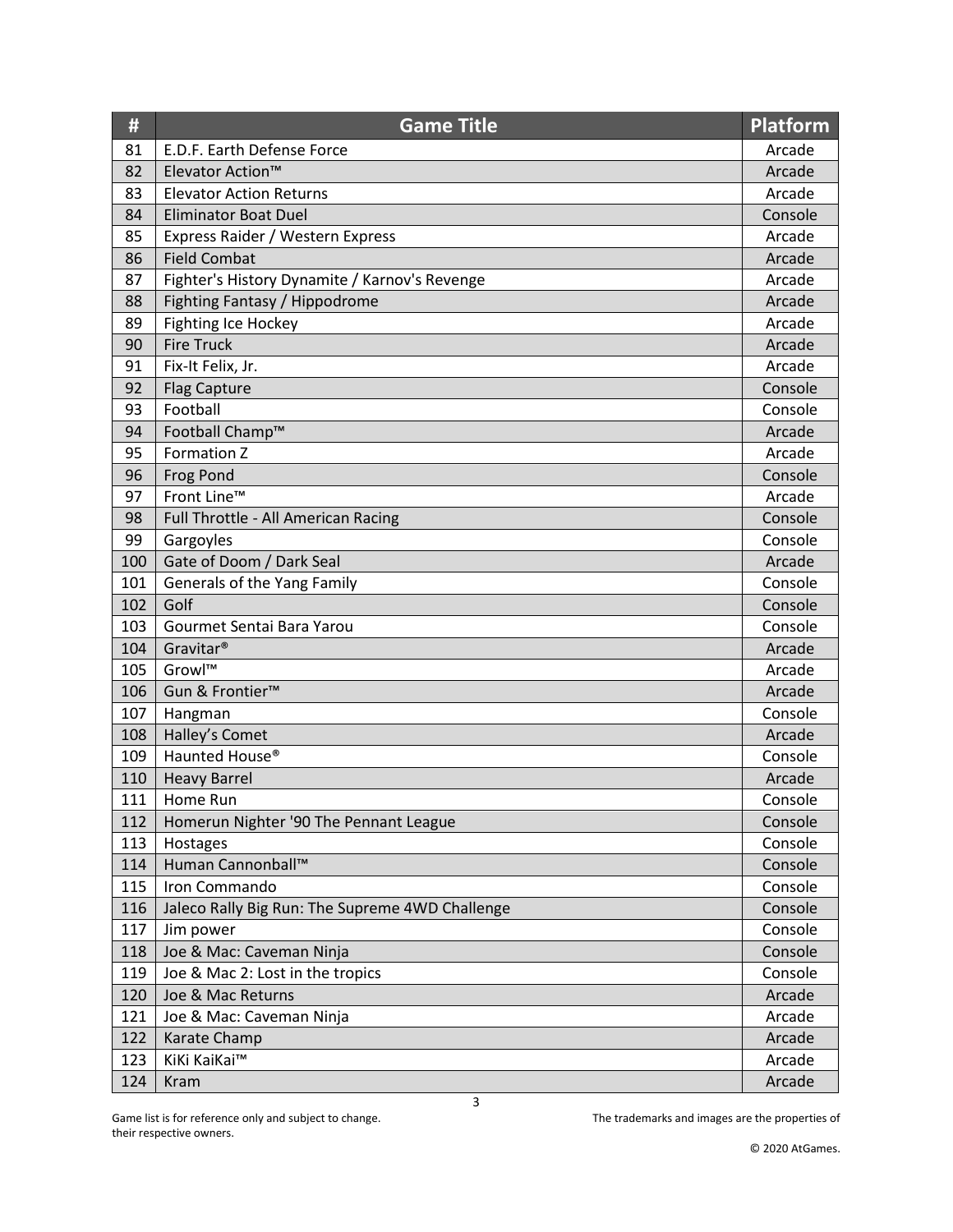| # | Game Title | Platform |
|---|---|---|
| 81 | E.D.F. Earth Defense Force | Arcade |
| 82 | Elevator Action™ | Arcade |
| 83 | Elevator Action Returns | Arcade |
| 84 | Eliminator Boat Duel | Console |
| 85 | Express Raider / Western Express | Arcade |
| 86 | Field Combat | Arcade |
| 87 | Fighter's History Dynamite / Karnov's Revenge | Arcade |
| 88 | Fighting Fantasy / Hippodrome | Arcade |
| 89 | Fighting Ice Hockey | Arcade |
| 90 | Fire Truck | Arcade |
| 91 | Fix-It Felix, Jr. | Arcade |
| 92 | Flag Capture | Console |
| 93 | Football | Console |
| 94 | Football Champ™ | Arcade |
| 95 | Formation Z | Arcade |
| 96 | Frog Pond | Console |
| 97 | Front Line™ | Arcade |
| 98 | Full Throttle - All American Racing | Console |
| 99 | Gargoyles | Console |
| 100 | Gate of Doom / Dark Seal | Arcade |
| 101 | Generals of the Yang Family | Console |
| 102 | Golf | Console |
| 103 | Gourmet Sentai Bara Yarou | Console |
| 104 | Gravitar® | Arcade |
| 105 | Growl™ | Arcade |
| 106 | Gun & Frontier™ | Arcade |
| 107 | Hangman | Console |
| 108 | Halley's Comet | Arcade |
| 109 | Haunted House® | Console |
| 110 | Heavy Barrel | Arcade |
| 111 | Home Run | Console |
| 112 | Homerun Nighter '90 The Pennant League | Console |
| 113 | Hostages | Console |
| 114 | Human Cannonball™ | Console |
| 115 | Iron Commando | Console |
| 116 | Jaleco Rally Big Run: The Supreme 4WD Challenge | Console |
| 117 | Jim power | Console |
| 118 | Joe & Mac: Caveman Ninja | Console |
| 119 | Joe & Mac 2: Lost in the tropics | Console |
| 120 | Joe & Mac Returns | Arcade |
| 121 | Joe & Mac: Caveman Ninja | Arcade |
| 122 | Karate Champ | Arcade |
| 123 | KiKi KaiKai™ | Arcade |
| 124 | Kram | Arcade |

Game list is for reference only and subject to change. The trademarks and images are the properties of their respective owners.

© 2020 AtGames.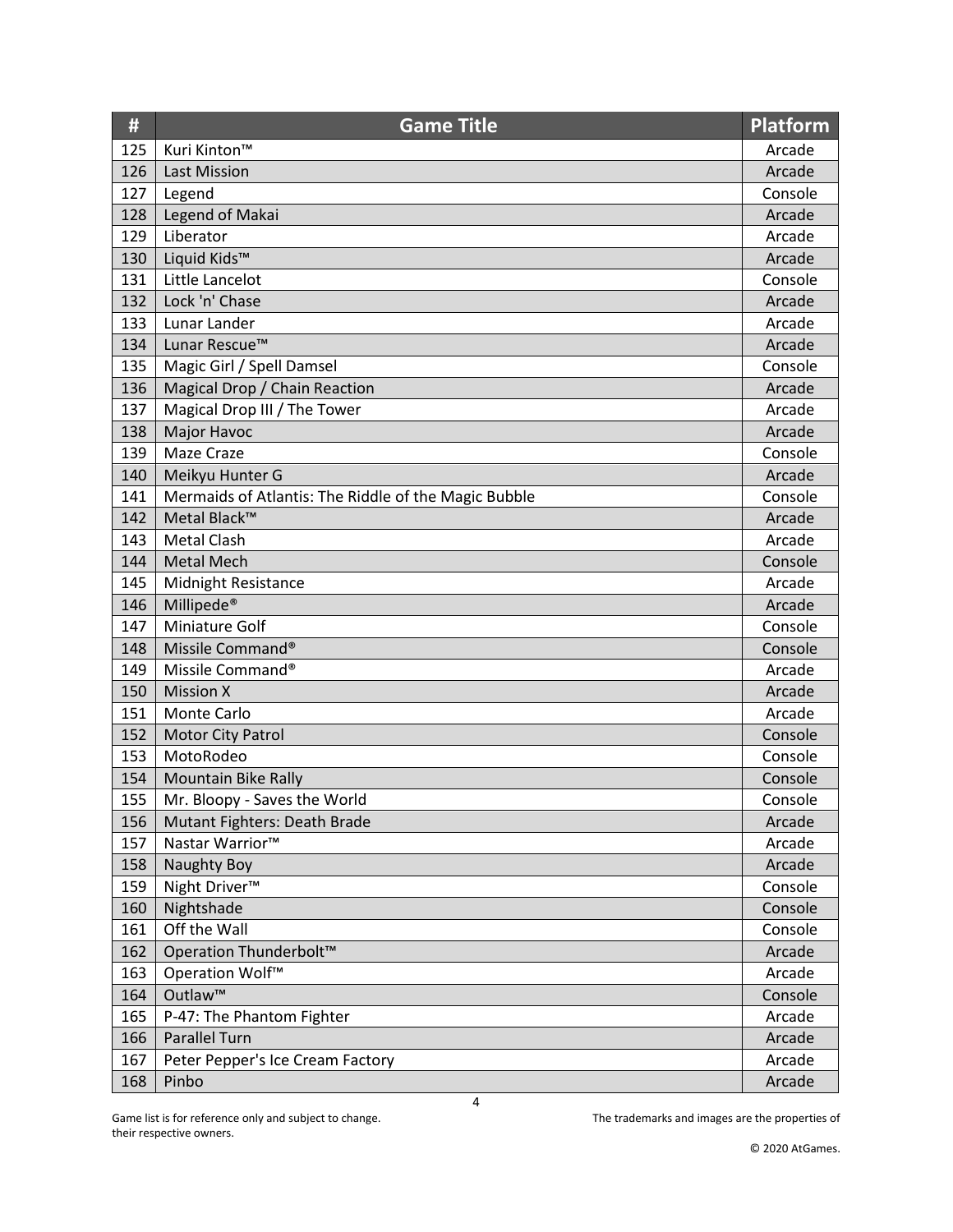| # | Game Title | Platform |
|---|---|---|
| 125 | Kuri Kinton™ | Arcade |
| 126 | Last Mission | Arcade |
| 127 | Legend | Console |
| 128 | Legend of Makai | Arcade |
| 129 | Liberator | Arcade |
| 130 | Liquid Kids™ | Arcade |
| 131 | Little Lancelot | Console |
| 132 | Lock 'n' Chase | Arcade |
| 133 | Lunar Lander | Arcade |
| 134 | Lunar Rescue™ | Arcade |
| 135 | Magic Girl / Spell Damsel | Console |
| 136 | Magical Drop / Chain Reaction | Arcade |
| 137 | Magical Drop III / The Tower | Arcade |
| 138 | Major Havoc | Arcade |
| 139 | Maze Craze | Console |
| 140 | Meikyu Hunter G | Arcade |
| 141 | Mermaids of Atlantis: The Riddle of the Magic Bubble | Console |
| 142 | Metal Black™ | Arcade |
| 143 | Metal Clash | Arcade |
| 144 | Metal Mech | Console |
| 145 | Midnight Resistance | Arcade |
| 146 | Millipede® | Arcade |
| 147 | Miniature Golf | Console |
| 148 | Missile Command® | Console |
| 149 | Missile Command® | Arcade |
| 150 | Mission X | Arcade |
| 151 | Monte Carlo | Arcade |
| 152 | Motor City Patrol | Console |
| 153 | MotoRodeo | Console |
| 154 | Mountain Bike Rally | Console |
| 155 | Mr. Bloopy - Saves the World | Console |
| 156 | Mutant Fighters: Death Brade | Arcade |
| 157 | Nastar Warrior™ | Arcade |
| 158 | Naughty Boy | Arcade |
| 159 | Night Driver™ | Console |
| 160 | Nightshade | Console |
| 161 | Off the Wall | Console |
| 162 | Operation Thunderbolt™ | Arcade |
| 163 | Operation Wolf™ | Arcade |
| 164 | Outlaw™ | Console |
| 165 | P-47: The Phantom Fighter | Arcade |
| 166 | Parallel Turn | Arcade |
| 167 | Peter Pepper's Ice Cream Factory | Arcade |
| 168 | Pinbo | Arcade |

Game list is for reference only and subject to change. The trademarks and images are the properties of their respective owners.

© 2020 AtGames.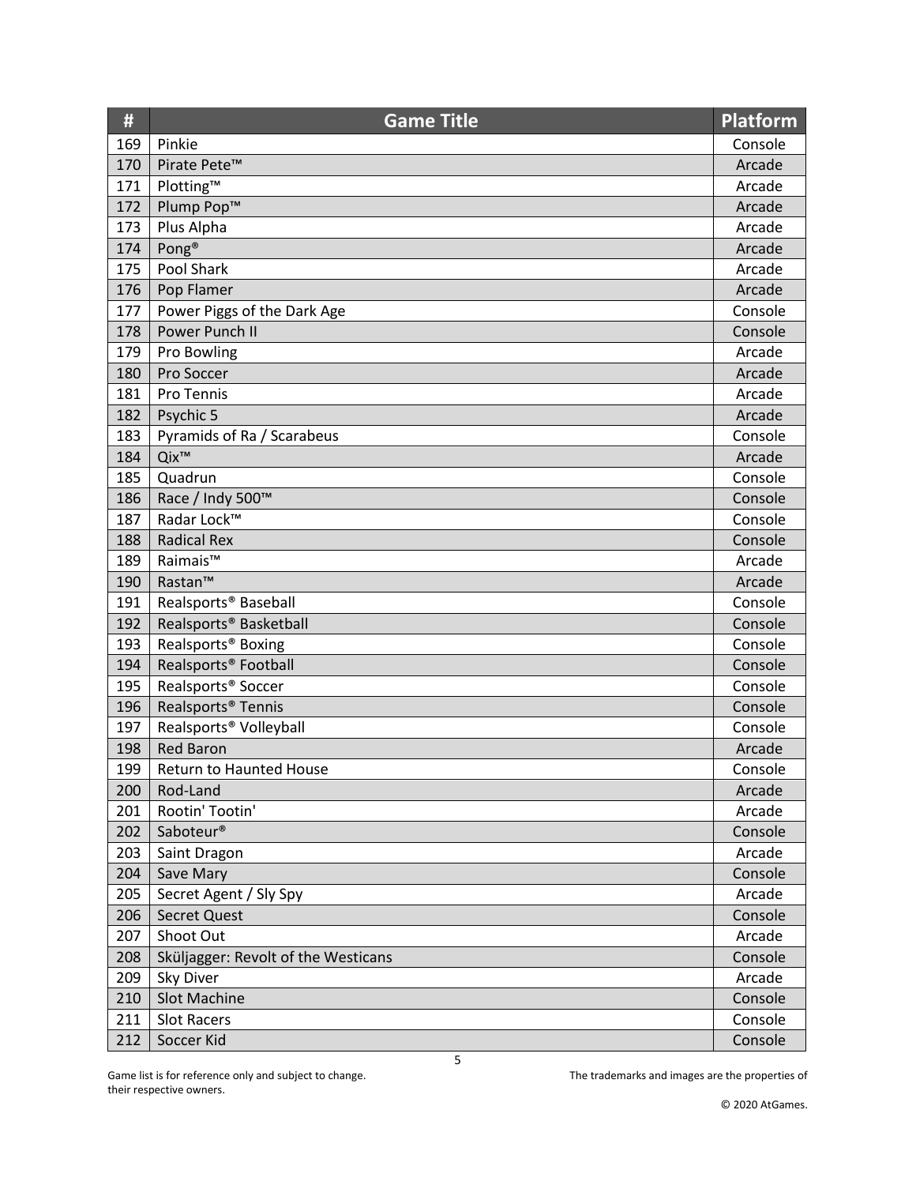| # | Game Title | Platform |
|---|---|---|
| 169 | Pinkie | Console |
| 170 | Pirate Pete™ | Arcade |
| 171 | Plotting™ | Arcade |
| 172 | Plump Pop™ | Arcade |
| 173 | Plus Alpha | Arcade |
| 174 | Pong® | Arcade |
| 175 | Pool Shark | Arcade |
| 176 | Pop Flamer | Arcade |
| 177 | Power Piggs of the Dark Age | Console |
| 178 | Power Punch II | Console |
| 179 | Pro Bowling | Arcade |
| 180 | Pro Soccer | Arcade |
| 181 | Pro Tennis | Arcade |
| 182 | Psychic 5 | Arcade |
| 183 | Pyramids of Ra / Scarabeus | Console |
| 184 | Qix™ | Arcade |
| 185 | Quadrun | Console |
| 186 | Race / Indy 500™ | Console |
| 187 | Radar Lock™ | Console |
| 188 | Radical Rex | Console |
| 189 | Raimais™ | Arcade |
| 190 | Rastan™ | Arcade |
| 191 | Realsports® Baseball | Console |
| 192 | Realsports® Basketball | Console |
| 193 | Realsports® Boxing | Console |
| 194 | Realsports® Football | Console |
| 195 | Realsports® Soccer | Console |
| 196 | Realsports® Tennis | Console |
| 197 | Realsports® Volleyball | Console |
| 198 | Red Baron | Arcade |
| 199 | Return to Haunted House | Console |
| 200 | Rod-Land | Arcade |
| 201 | Rootin' Tootin' | Arcade |
| 202 | Saboteur® | Console |
| 203 | Saint Dragon | Arcade |
| 204 | Save Mary | Console |
| 205 | Secret Agent / Sly Spy | Arcade |
| 206 | Secret Quest | Console |
| 207 | Shoot Out | Arcade |
| 208 | Sküljagger: Revolt of the Westicans | Console |
| 209 | Sky Diver | Arcade |
| 210 | Slot Machine | Console |
| 211 | Slot Racers | Console |
| 212 | Soccer Kid | Console |

Game list is for reference only and subject to change. The trademarks and images are the properties of their respective owners.

© 2020 AtGames.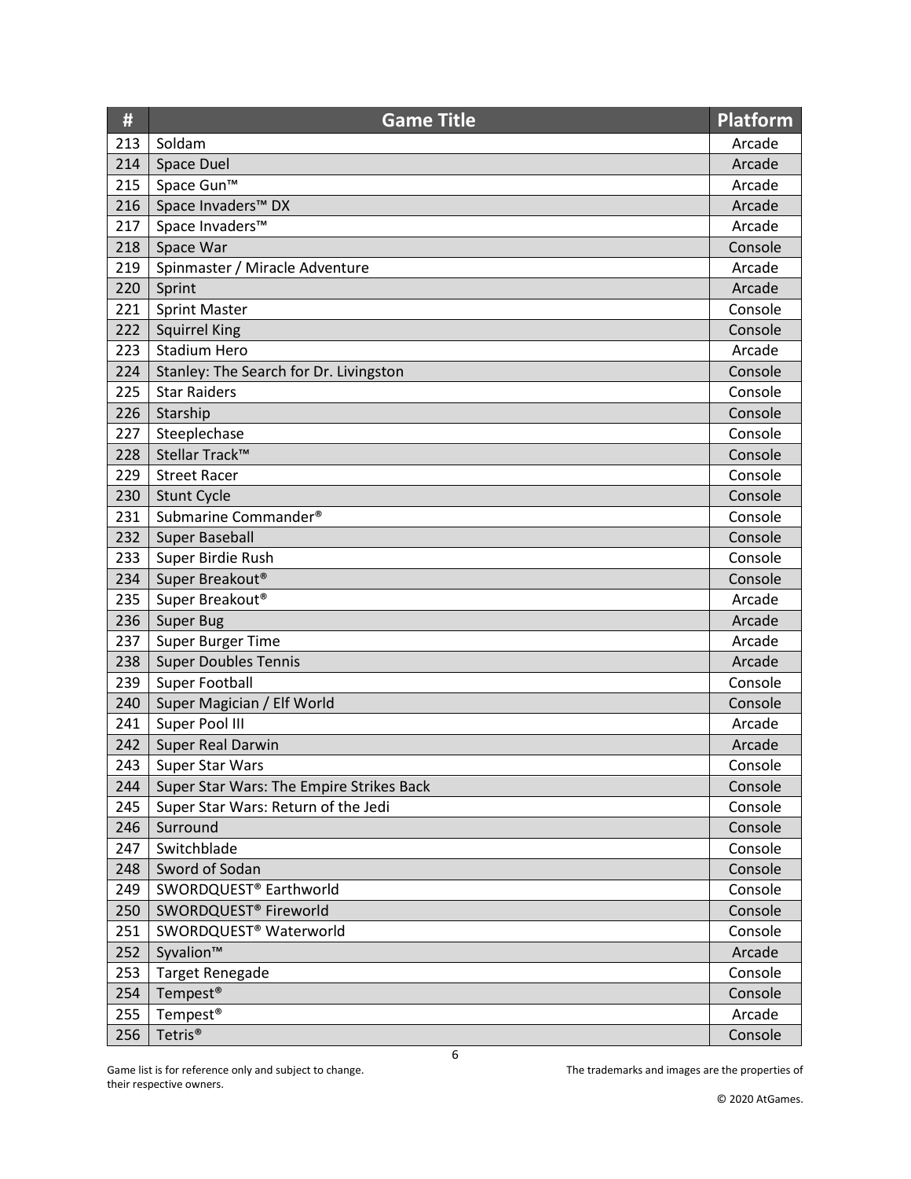| # | Game Title | Platform |
|---|---|---|
| 213 | Soldam | Arcade |
| 214 | Space Duel | Arcade |
| 215 | Space Gun™ | Arcade |
| 216 | Space Invaders™ DX | Arcade |
| 217 | Space Invaders™ | Arcade |
| 218 | Space War | Console |
| 219 | Spinmaster / Miracle Adventure | Arcade |
| 220 | Sprint | Arcade |
| 221 | Sprint Master | Console |
| 222 | Squirrel King | Console |
| 223 | Stadium Hero | Arcade |
| 224 | Stanley: The Search for Dr. Livingston | Console |
| 225 | Star Raiders | Console |
| 226 | Starship | Console |
| 227 | Steeplechase | Console |
| 228 | Stellar Track™ | Console |
| 229 | Street Racer | Console |
| 230 | Stunt Cycle | Console |
| 231 | Submarine Commander® | Console |
| 232 | Super Baseball | Console |
| 233 | Super Birdie Rush | Console |
| 234 | Super Breakout® | Console |
| 235 | Super Breakout® | Arcade |
| 236 | Super Bug | Arcade |
| 237 | Super Burger Time | Arcade |
| 238 | Super Doubles Tennis | Arcade |
| 239 | Super Football | Console |
| 240 | Super Magician / Elf World | Console |
| 241 | Super Pool III | Arcade |
| 242 | Super Real Darwin | Arcade |
| 243 | Super Star Wars | Console |
| 244 | Super Star Wars: The Empire Strikes Back | Console |
| 245 | Super Star Wars: Return of the Jedi | Console |
| 246 | Surround | Console |
| 247 | Switchblade | Console |
| 248 | Sword of Sodan | Console |
| 249 | SWORDQUEST® Earthworld | Console |
| 250 | SWORDQUEST® Fireworld | Console |
| 251 | SWORDQUEST® Waterworld | Console |
| 252 | Syvalion™ | Arcade |
| 253 | Target Renegade | Console |
| 254 | Tempest® | Console |
| 255 | Tempest® | Arcade |
| 256 | Tetris® | Console |

Game list is for reference only and subject to change. The trademarks and images are the properties of their respective owners.

© 2020 AtGames.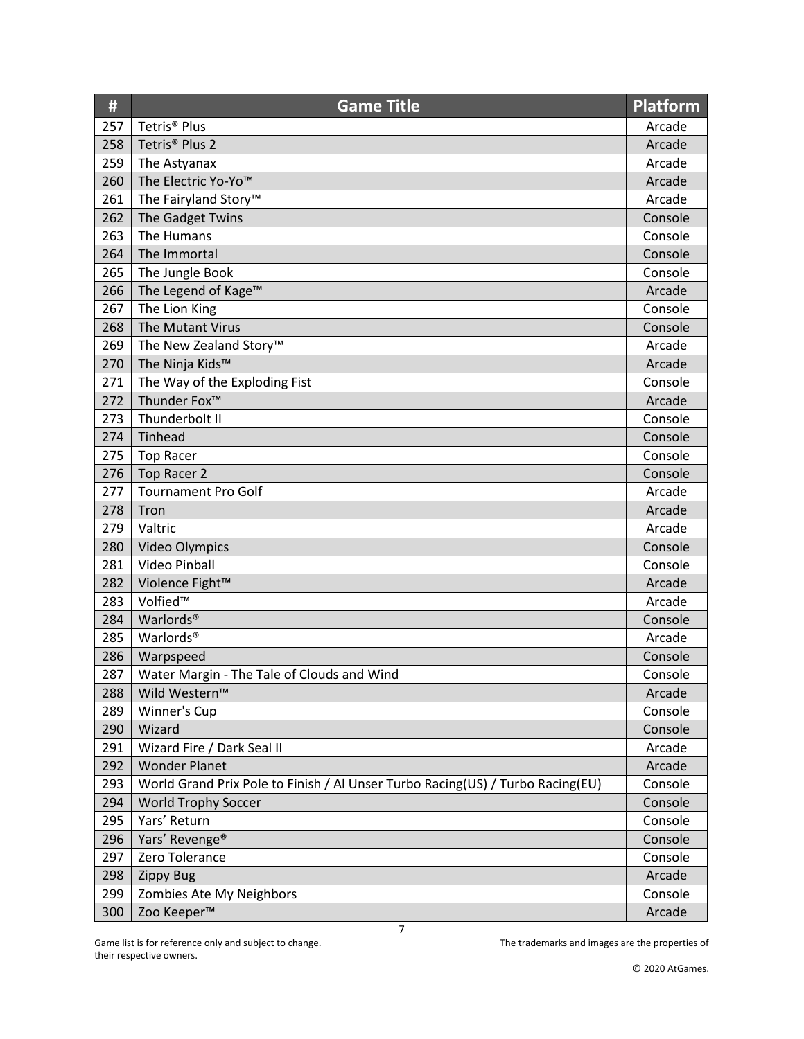| # | Game Title | Platform |
|---|---|---|
| 257 | Tetris® Plus | Arcade |
| 258 | Tetris® Plus 2 | Arcade |
| 259 | The Astyanax | Arcade |
| 260 | The Electric Yo-Yo™ | Arcade |
| 261 | The Fairyland Story™ | Arcade |
| 262 | The Gadget Twins | Console |
| 263 | The Humans | Console |
| 264 | The Immortal | Console |
| 265 | The Jungle Book | Console |
| 266 | The Legend of Kage™ | Arcade |
| 267 | The Lion King | Console |
| 268 | The Mutant Virus | Console |
| 269 | The New Zealand Story™ | Arcade |
| 270 | The Ninja Kids™ | Arcade |
| 271 | The Way of the Exploding Fist | Console |
| 272 | Thunder Fox™ | Arcade |
| 273 | Thunderbolt II | Console |
| 274 | Tinhead | Console |
| 275 | Top Racer | Console |
| 276 | Top Racer 2 | Console |
| 277 | Tournament Pro Golf | Arcade |
| 278 | Tron | Arcade |
| 279 | Valtric | Arcade |
| 280 | Video Olympics | Console |
| 281 | Video Pinball | Console |
| 282 | Violence Fight™ | Arcade |
| 283 | Volfied™ | Arcade |
| 284 | Warlords® | Console |
| 285 | Warlords® | Arcade |
| 286 | Warpspeed | Console |
| 287 | Water Margin - The Tale of Clouds and Wind | Console |
| 288 | Wild Western™ | Arcade |
| 289 | Winner's Cup | Console |
| 290 | Wizard | Console |
| 291 | Wizard Fire / Dark Seal II | Arcade |
| 292 | Wonder Planet | Arcade |
| 293 | World Grand Prix Pole to Finish / Al Unser Turbo Racing(US) / Turbo Racing(EU) | Console |
| 294 | World Trophy Soccer | Console |
| 295 | Yars' Return | Console |
| 296 | Yars' Revenge® | Console |
| 297 | Zero Tolerance | Console |
| 298 | Zippy Bug | Arcade |
| 299 | Zombies Ate My Neighbors | Console |
| 300 | Zoo Keeper™ | Arcade |

Game list is for reference only and subject to change. The trademarks and images are the properties of their respective owners.

© 2020 AtGames.